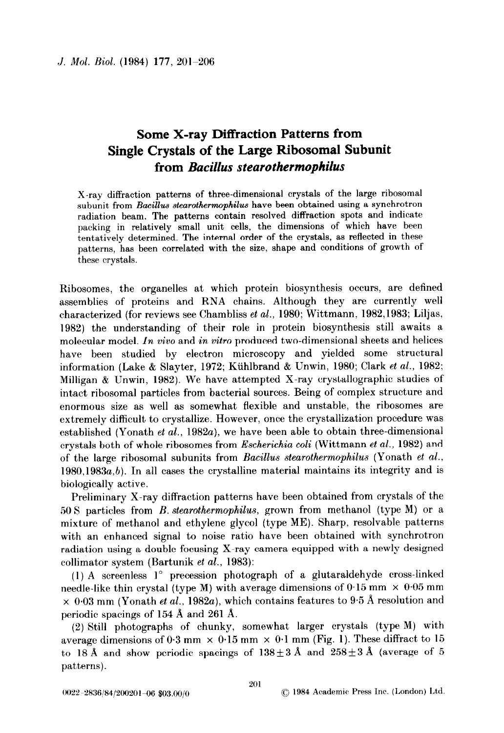# Some X-ray Diffraction Patterns from Single Crystals of the Large Ribosomal Subunit from *Bacillus stearothermophilus*

X-ray diffraction patterns of three-dimensional crystals of the large ribosomal subunit from *Bacillus stearothermophilus* have been obtained using a synchrotron radiation beam. The patterns contain resolved diffraction spots and indicate packing in relatively small unit cells, the dimensions of which have been tentatively determined. The internal order of the crystals, as reflected in these patterns, has been correlated with the size, shape and conditions of growth of these crystals.

Ribosomes, the organelles at which protein biosynthesis occurs, are defined assemblies of proteins and RNA chains. Although they are currently well characterized (for reviews see Chambliss *et al.*, 1980; Wittmann, 1982,1983; Liljas, 1982) the understanding of their role in protein biosynthesis still awaits a molecular model. *In vivo* and *in vitro* produced two-dimensional sheets and helices have been studied by electron microscopy and yielded some structural information (Lake & Slayter, 1972; Kühlbrand & Unwin, 1980; Clark *et al.*, 1982; Milligan & Unwin, 1982). We have attempted X-ray crystallographic studies of intact ribosomal particles from bacterial sources. Being of complex structure and enormous size as well as somewhat flexible and unstable, the ribosomes are extremely difficult to crystallize. However, once the crystallization procedure was established (Yonath *et al.*, 1982*a*), we have been able to obtain three-dimensional crystals both of whole ribosomes from *Escherichia coli* (Wittmann *et al.*, 1982) and of the large ribosomal subunits from *Bacillus stearothermophilus* (Yonath *et al.*, 1980,1983*a*,*b*). In all cases the crystalline material maintains its integrity and is biologically active.

Preliminary X-ray diffraction patterns have been obtained from crystals of the 50 S particles from *B. stearothermophilus*, grown from methanol (type M) or a mixture of methanol and ethylene glycol (type ME). Sharp, resolvable patterns with an enhanced signal to noise ratio have been obtained with synchrotron radiation using a double focusing X-ray camera equipped with a newly designed collimator system (Bartunik *et al.*, 1983):

(1) A screenless 1° precession photograph of a glutaraldehyde cross-linked needle-like thin crystal (type M) with average dimensions of 0·15 mm × 0·05 mm × 0·03 mm (Yonath *et al.*, 1982*a*), which contains features to 9·5 Å resolution and periodic spacings of 154 Å and 261 Å.

(2) Still photographs of chunky, somewhat larger crystals (type M) with average dimensions of 0·3 mm × 0·15 mm × 0·1 mm (Fig. 1). These diffract to 15 to 18 Å and show periodic spacings of 138±3 Å and 258±3 Å (average of 5 patterns).

0022-2836/84/200201-06 $03.00/0 © 1984 Academic Press Inc. (London) Ltd.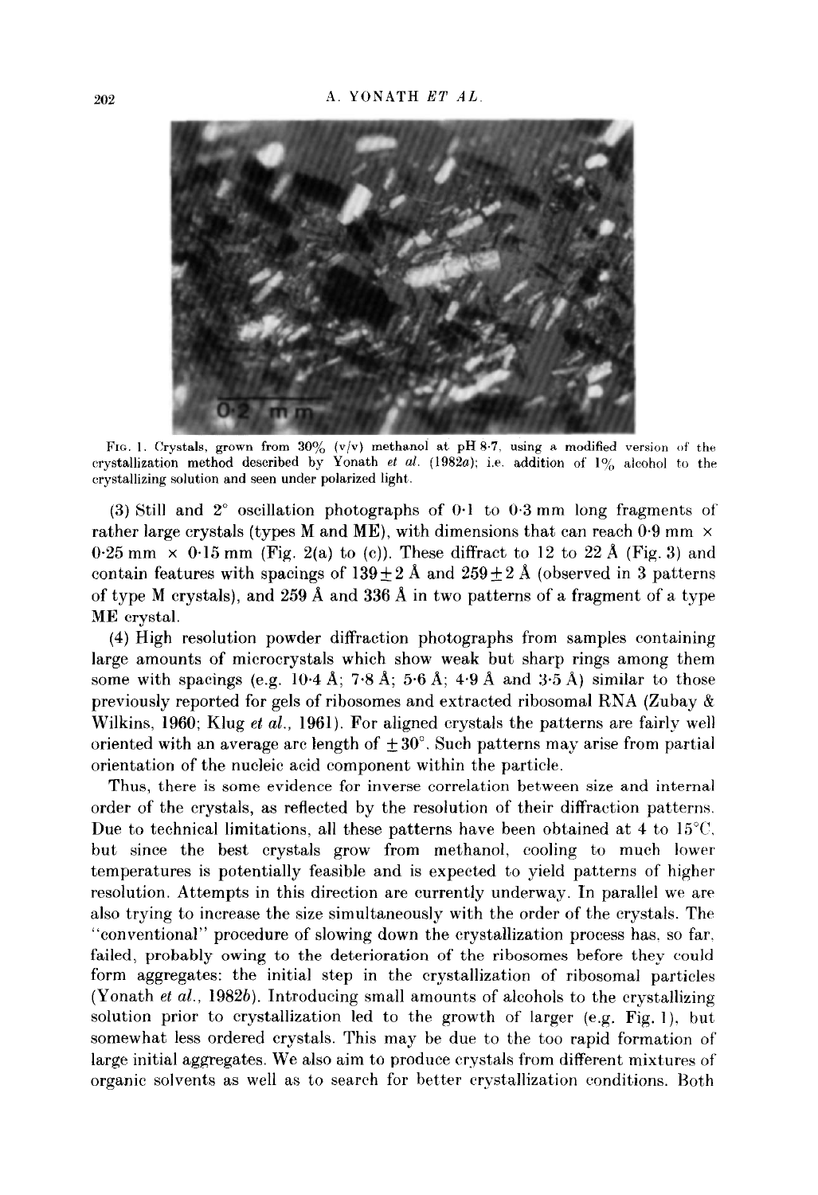FIG. 1. Crystals, grown from 30% (v/v) methanol at pH 8·7, using a modified version of the crystallization method described by Yonath *et al.* (1982*a*); i.e. addition of 1% alcohol to the crystallizing solution and seen under polarized light.

(3) Still and 2° oscillation photographs of 0·1 to 0·3 mm long fragments of rather large crystals (types M and ME), with dimensions that can reach 0·9 mm × 0·25 mm × 0·15 mm (Fig. 2(a) to (c)). These diffract to 12 to 22 Å (Fig. 3) and contain features with spacings of 139 ± 2 Å and 259 ± 2 Å (observed in 3 patterns of type M crystals), and 259 Å and 336 Å in two patterns of a fragment of a type ME crystal.

(4) High resolution powder diffraction photographs from samples containing large amounts of microcrystals which show weak but sharp rings among them some with spacings (e.g. 10·4 Å; 7·8 Å; 5·6 Å; 4·9 Å and 3·5 Å) similar to those previously reported for gels of ribosomes and extracted ribosomal RNA (Zubay & Wilkins, 1960; Klug *et al.*, 1961). For aligned crystals the patterns are fairly well oriented with an average arc length of ±30°. Such patterns may arise from partial orientation of the nucleic acid component within the particle.

Thus, there is some evidence for inverse correlation between size and internal order of the crystals, as reflected by the resolution of their diffraction patterns. Due to technical limitations, all these patterns have been obtained at 4 to 15°C, but since the best crystals grow from methanol, cooling to much lower temperatures is potentially feasible and is expected to yield patterns of higher resolution. Attempts in this direction are currently underway. In parallel we are also trying to increase the size simultaneously with the order of the crystals. The "conventional" procedure of slowing down the crystallization process has, so far, failed, probably owing to the deterioration of the ribosomes before they could form aggregates: the initial step in the crystallization of ribosomal particles (Yonath *et al.*, 1982*b*). Introducing small amounts of alcohols to the crystallizing solution prior to crystallization led to the growth of larger (e.g. Fig. 1), but somewhat less ordered crystals. This may be due to the too rapid formation of large initial aggregates. We also aim to produce crystals from different mixtures of organic solvents as well as to search for better crystallization conditions. Both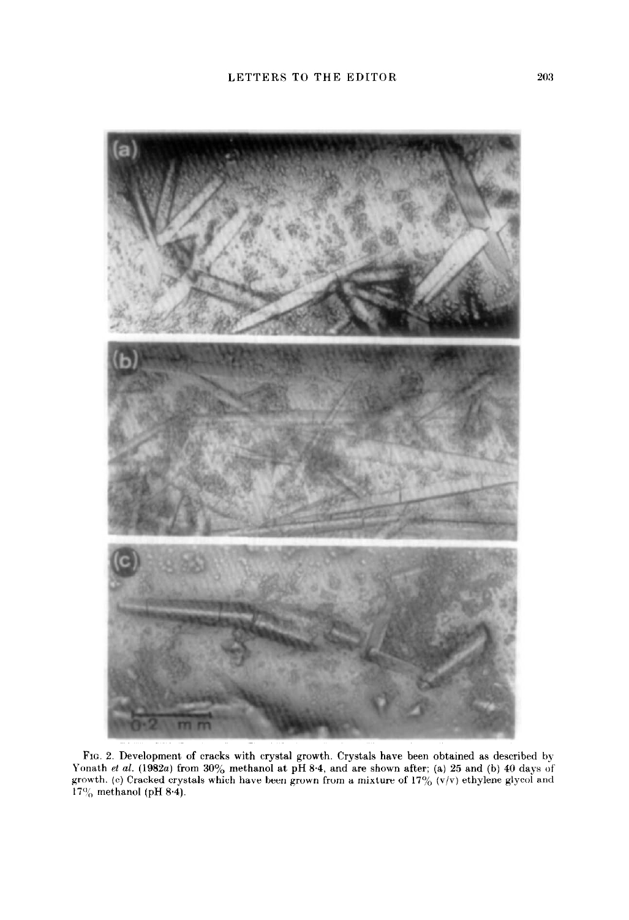Fig. 2. Development of cracks with crystal growth. Crystals have been obtained as described by Yonath *et al.* (1982*a*) from 30% methanol at pH 8·4, and are shown after; (a) 25 and (b) 40 days of growth. (c) Cracked crystals which have been grown from a mixture of 17% (v/v) ethylene glycol and 17% methanol (pH 8·4).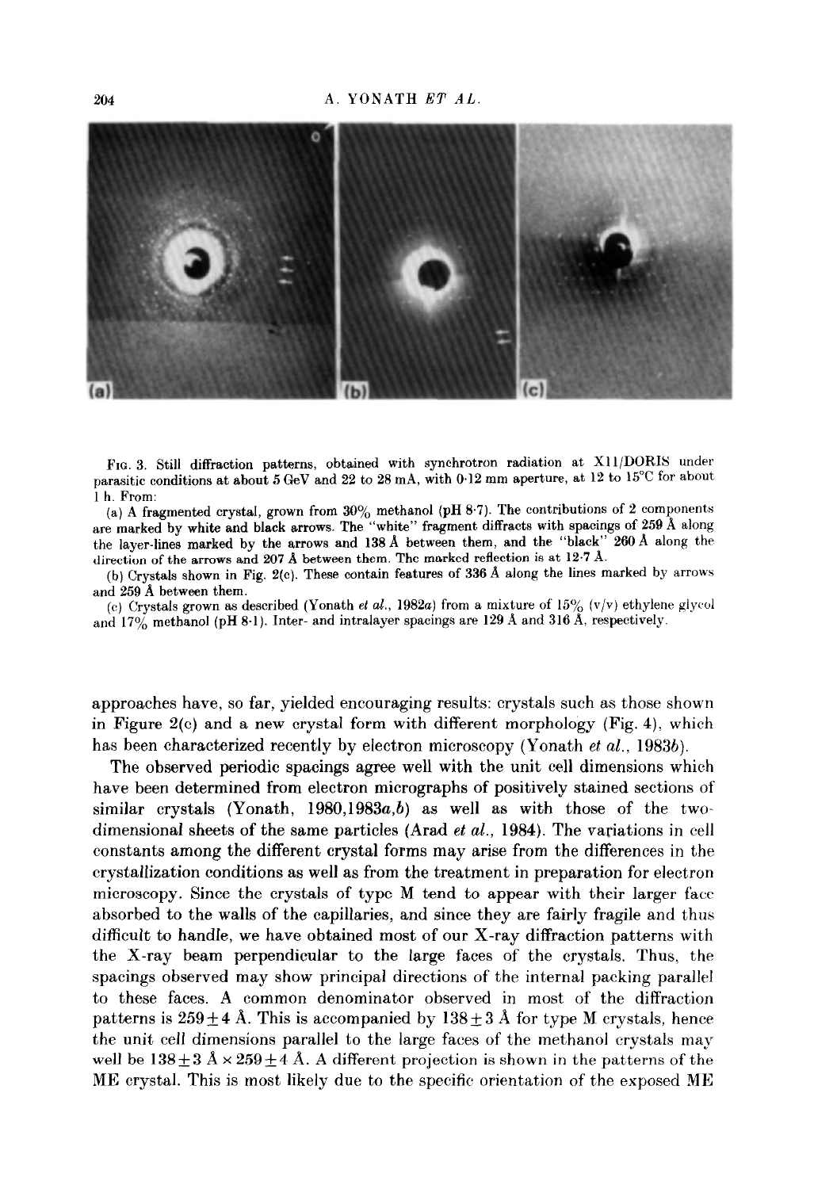FIG. 3. Still diffraction patterns, obtained with synchrotron radiation at X11/DORIS under parasitic conditions at about 5 GeV and 22 to 28 mA, with 0·12 mm aperture, at 12 to 15°C for about 1 h. From:

(a) A fragmented crystal, grown from 30% methanol (pH 8·7). The contributions of 2 components are marked by white and black arrows. The "white" fragment diffracts with spacings of 259 Å along the layer-lines marked by the arrows and 138 Å between them, and the "black" 260 Å along the direction of the arrows and 207 Å between them. The marked reflection is at 12·7 Å.

(b) Crystals shown in Fig. 2(c). These contain features of 336 Å along the lines marked by arrows and 259 Å between them.

(c) Crystals grown as described (Yonath *et al.*, 1982*a*) from a mixture of 15% (v/v) ethylene glycol and 17% methanol (pH 8·1). Inter- and intralayer spacings are 129 Å and 316 Å, respectively.

approaches have, so far, yielded encouraging results: crystals such as those shown in Figure 2(c) and a new crystal form with different morphology (Fig. 4), which has been characterized recently by electron microscopy (Yonath *et al.*, 1983*b*).

The observed periodic spacings agree well with the unit cell dimensions which have been determined from electron micrographs of positively stained sections of similar crystals (Yonath, 1980,1983*a*,*b*) as well as with those of the two-dimensional sheets of the same particles (Arad *et al.*, 1984). The variations in cell constants among the different crystal forms may arise from the differences in the crystallization conditions as well as from the treatment in preparation for electron microscopy. Since the crystals of type M tend to appear with their larger face absorbed to the walls of the capillaries, and since they are fairly fragile and thus difficult to handle, we have obtained most of our X-ray diffraction patterns with the X-ray beam perpendicular to the large faces of the crystals. Thus, the spacings observed may show principal directions of the internal packing parallel to these faces. A common denominator observed in most of the diffraction patterns is $259 \pm 4$ Å. This is accompanied by $138 \pm 3$ Å for type M crystals, hence the unit cell dimensions parallel to the large faces of the methanol crystals may well be $138 \pm 3$ Å $\times$ $259 \pm 4$ Å. A different projection is shown in the patterns of the ME crystal. This is most likely due to the specific orientation of the exposed ME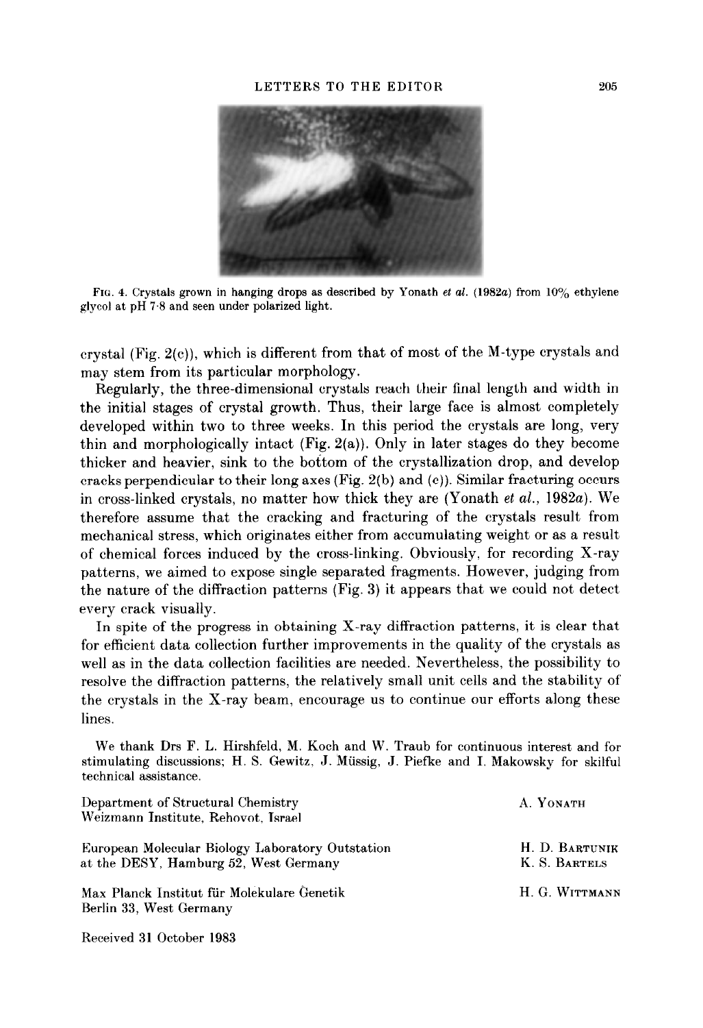FIG. 4. Crystals grown in hanging drops as described by Yonath *et al.* (1982*a*) from 10% ethylene glycol at pH 7·8 and seen under polarized light.

crystal (Fig. 2(c)), which is different from that of most of the M-type crystals and may stem from its particular morphology.

Regularly, the three-dimensional crystals reach their final length and width in the initial stages of crystal growth. Thus, their large face is almost completely developed within two to three weeks. In this period the crystals are long, very thin and morphologically intact (Fig. 2(a)). Only in later stages do they become thicker and heavier, sink to the bottom of the crystallization drop, and develop cracks perpendicular to their long axes (Fig. 2(b) and (c)). Similar fracturing occurs in cross-linked crystals, no matter how thick they are (Yonath *et al.*, 1982*a*). We therefore assume that the cracking and fracturing of the crystals result from mechanical stress, which originates either from accumulating weight or as a result of chemical forces induced by the cross-linking. Obviously, for recording X-ray patterns, we aimed to expose single separated fragments. However, judging from the nature of the diffraction patterns (Fig. 3) it appears that we could not detect every crack visually.

In spite of the progress in obtaining X-ray diffraction patterns, it is clear that for efficient data collection further improvements in the quality of the crystals as well as in the data collection facilities are needed. Nevertheless, the possibility to resolve the diffraction patterns, the relatively small unit cells and the stability of the crystals in the X-ray beam, encourage us to continue our efforts along these lines.

We thank Drs F. L. Hirshfeld, M. Koch and W. Traub for continuous interest and for stimulating discussions; H. S. Gewitz, J. Müssig, J. Piefke and I. Makowsky for skilful technical assistance.

Department of Structural Chemistry
Weizmann Institute, Rehovot, Israel
A. YONATH

European Molecular Biology Laboratory Outstation
at the DESY, Hamburg 52, West Germany
H. D. BARTUNIK
K. S. BARTELS

Max Planck Institut für Molekulare Genetik
Berlin 33, West Germany
H. G. WITTMANN

Received 31 October 1983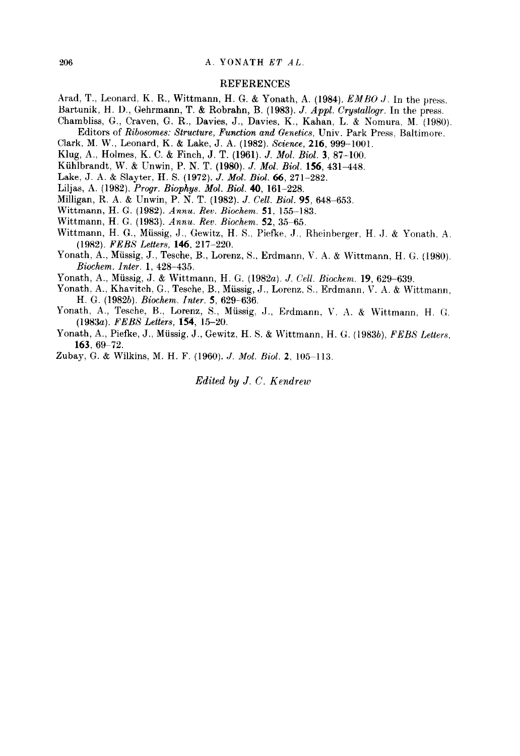## REFERENCES

Arad, T., Leonard, K. R., Wittmann, H. G. & Yonath, A. (1984). *EMBO J.* In the press.

Bartunik, H. D., Gehrmann, T. & Robrahn, B. (1983). *J. Appl. Crystallogr.* In the press.

Chambliss, G., Craven, G. R., Davies, J., Davies, K., Kahan, L. & Nomura, M. (1980). Editors of *Ribosomes: Structure, Function and Genetics*, Univ. Park Press, Baltimore.

Clark, M. W., Leonard, K. & Lake, J. A. (1982). *Science*, **216**, 999–1001.

Klug, A., Holmes, K. C. & Finch, J. T. (1961). *J. Mol. Biol.* **3**, 87–100.

Kühlbrandt, W. & Unwin, P. N. T. (1980). *J. Mol. Biol.* **156**, 431–448.

Lake, J. A. & Slayter, H. S. (1972). *J. Mol. Biol.* **66**, 271–282.

Liljas, A. (1982). *Progr. Biophys. Mol. Biol.* **40**, 161–228.

Milligan, R. A. & Unwin, P. N. T. (1982). *J. Cell. Biol.* **95**, 648–653.

Wittmann, H. G. (1982). *Annu. Rev. Biochem.* **51**, 155–183.

Wittmann, H. G. (1983). *Annu. Rev. Biochem.* **52**, 35–65.

Wittmann, H. G., Müssig, J., Gewitz, H. S., Piefke, J., Rheinberger, H. J. & Yonath, A. (1982). *FEBS Letters*, **146**, 217–220.

Yonath, A., Müssig, J., Tesche, B., Lorenz, S., Erdmann, V. A. & Wittmann, H. G. (1980). *Biochem. Inter.* **1**, 428–435.

Yonath, A., Müssig, J. & Wittmann, H. G. (1982*a*). *J. Cell. Biochem.* **19**, 629–639.

Yonath, A., Khavitch, G., Tesche, B., Müssig, J., Lorenz, S., Erdmann, V. A. & Wittmann, H. G. (1982*b*). *Biochem. Inter.* **5**, 629–636.

Yonath, A., Tesche, B., Lorenz, S., Müssig, J., Erdmann, V. A. & Wittmann, H. G. (1983*a*). *FEBS Letters*, **154**, 15–20.

Yonath, A., Piefke, J., Müssig, J., Gewitz, H. S. & Wittmann, H. G. (1983*b*), *FEBS Letters*, **163**, 69–72.

Zubay, G. & Wilkins, M. H. F. (1960). *J. Mol. Biol.* **2**, 105–113.

*Edited by J. C. Kendrew*